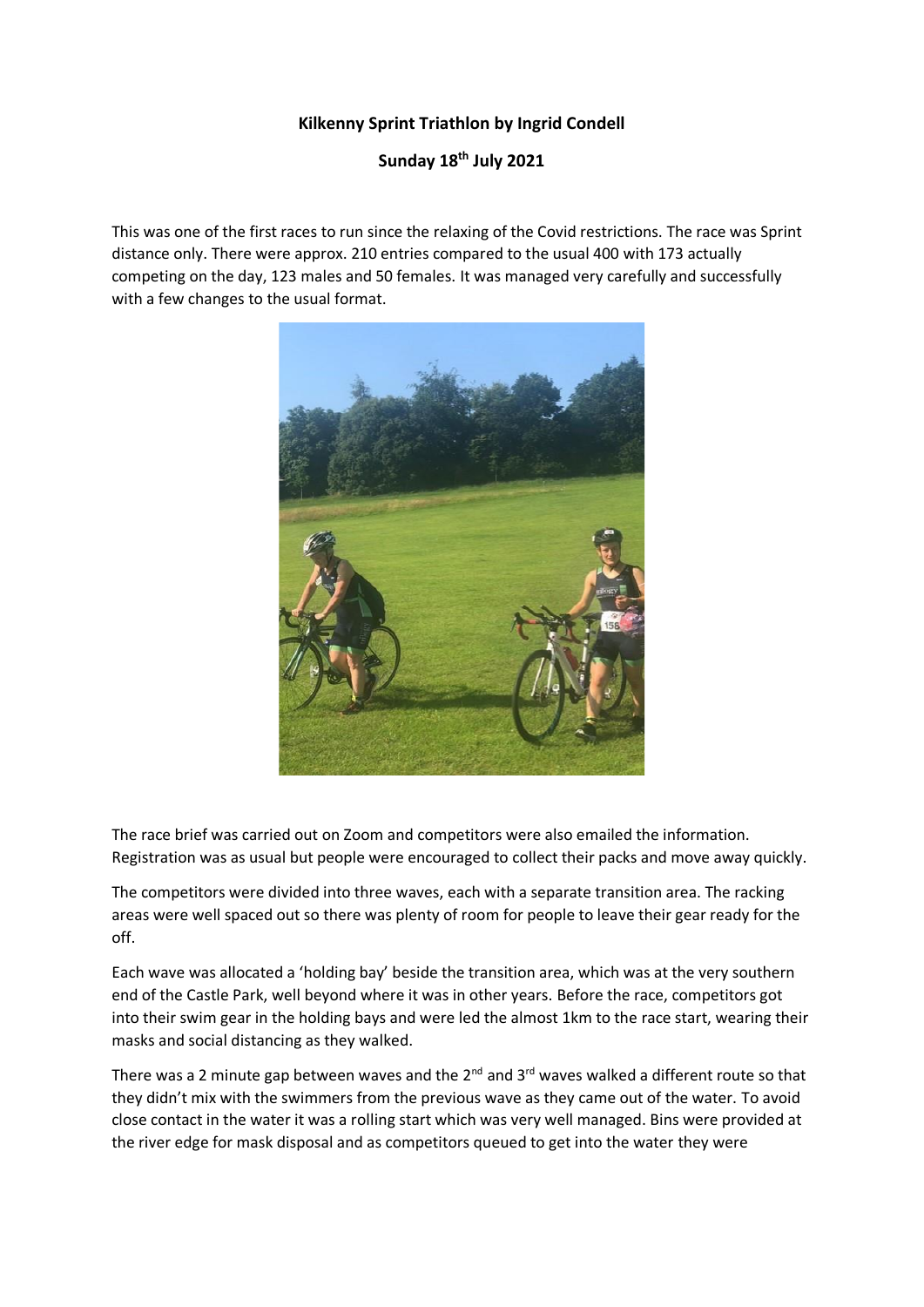**Kilkenny Sprint Triathlon by Ingrid Condell**

**Sunday 18th July 2021**

This was one of the first races to run since the relaxing of the Covid restrictions. The race was Sprint distance only. There were approx. 210 entries compared to the usual 400 with 173 actually competing on the day, 123 males and 50 females. It was managed very carefully and successfully with a few changes to the usual format.

The race brief was carried out on Zoom and competitors were also emailed the information. Registration was as usual but people were encouraged to collect their packs and move away quickly.

The competitors were divided into three waves, each with a separate transition area. The racking areas were well spaced out so there was plenty of room for people to leave their gear ready for the off.

Each wave was allocated a 'holding bay' beside the transition area, which was at the very southern end of the Castle Park, well beyond where it was in other years. Before the race, competitors got into their swim gear in the holding bays and were led the almost 1km to the race start, wearing their masks and social distancing as they walked.

There was a 2 minute gap between waves and the 2nd and 3rd waves walked a different route so that they didn't mix with the swimmers from the previous wave as they came out of the water. To avoid close contact in the water it was a rolling start which was very well managed. Bins were provided at the river edge for mask disposal and as competitors queued to get into the water they were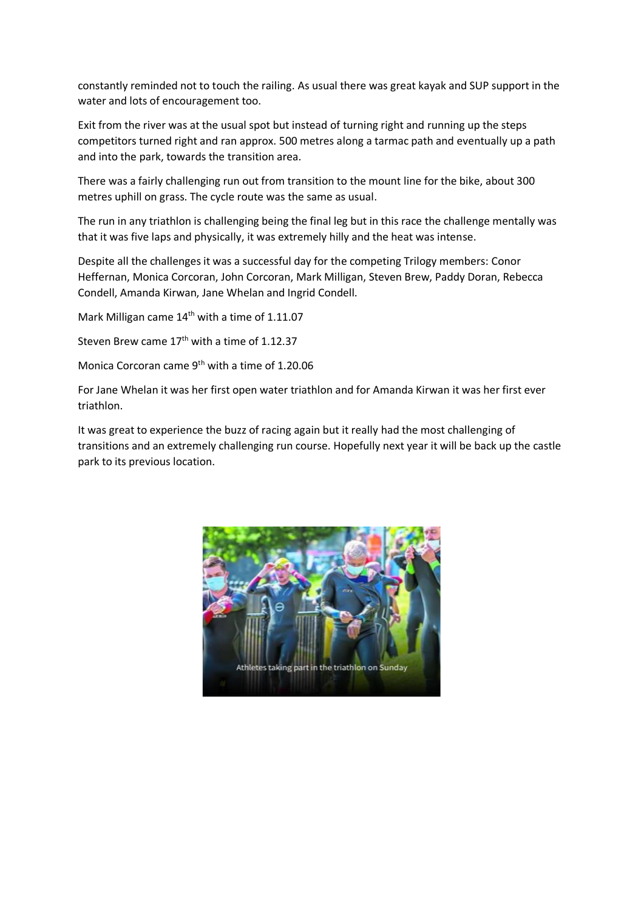constantly reminded not to touch the railing. As usual there was great kayak and SUP support in the water and lots of encouragement too.

Exit from the river was at the usual spot but instead of turning right and running up the steps competitors turned right and ran approx. 500 metres along a tarmac path and eventually up a path and into the park, towards the transition area.

There was a fairly challenging run out from transition to the mount line for the bike, about 300 metres uphill on grass. The cycle route was the same as usual.

The run in any triathlon is challenging being the final leg but in this race the challenge mentally was that it was five laps and physically, it was extremely hilly and the heat was intense.

Despite all the challenges it was a successful day for the competing Trilogy members: Conor Heffernan, Monica Corcoran, John Corcoran, Mark Milligan, Steven Brew, Paddy Doran, Rebecca Condell, Amanda Kirwan, Jane Whelan and Ingrid Condell.

Mark Milligan came 14th with a time of 1.11.07

Steven Brew came 17th with a time of 1.12.37

Monica Corcoran came 9th with a time of 1.20.06

For Jane Whelan it was her first open water triathlon and for Amanda Kirwan it was her first ever triathlon.

It was great to experience the buzz of racing again but it really had the most challenging of transitions and an extremely challenging run course. Hopefully next year it will be back up the castle park to its previous location.